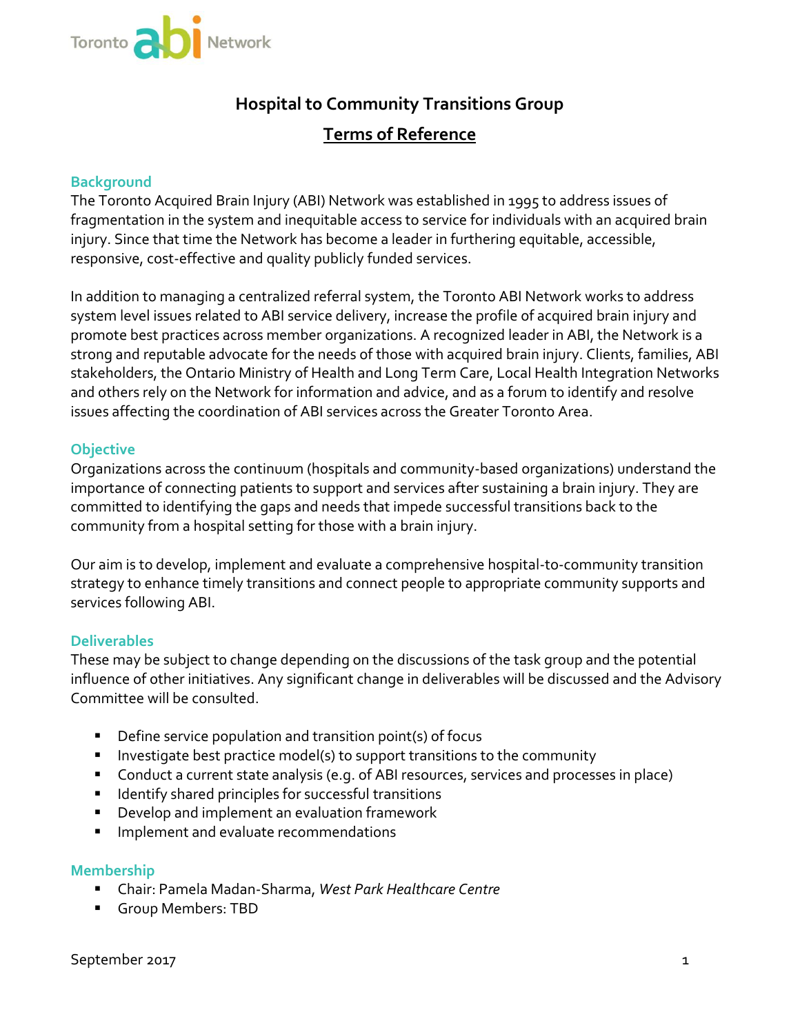# Hospital to Community Transitions Group

## Terms of Reference

### Background

The Toronto Acquired Brain Injury (ABI) Network was established in 1995 to address issues of fragmentation in the system and inequitable access to service for individuals with an acquired brain injury. Since that time the Network has become a leader in furthering equitable, accessible, responsive, cost-effective and quality publicly funded services.

In addition to managing a centralized referral system, the Toronto ABI Network works to address system level issues related to ABI service delivery, increase the profile of acquired brain injury and promote best practices across member organizations. A recognized leader in ABI, the Network is a strong and reputable advocate for the needs of those with acquired brain injury. Clients, families, ABI stakeholders, the Ontario Ministry of Health and Long Term Care, Local Health Integration Networks and others rely on the Network for information and advice, and as a forum to identify and resolve issues affecting the coordination of ABI services across the Greater Toronto Area.

### Objective

Organizations across the continuum (hospitals and community-based organizations) understand the importance of connecting patients to support and services after sustaining a brain injury. They are committed to identifying the gaps and needs that impede successful transitions back to the community from a hospital setting for those with a brain injury.

Our aim is to develop, implement and evaluate a comprehensive hospital-to-community transition strategy to enhance timely transitions and connect people to appropriate community supports and services following ABI.

### Deliverables

These may be subject to change depending on the discussions of the task group and the potential influence of other initiatives. Any significant change in deliverables will be discussed and the Advisory Committee will be consulted.

- Define service population and transition point(s) of focus
- Investigate best practice model(s) to support transitions to the community
- Conduct a current state analysis (e.g. of ABI resources, services and processes in place)
- Identify shared principles for successful transitions
- Develop and implement an evaluation framework
- Implement and evaluate recommendations

### Membership

- Chair: Pamela Madan-Sharma, *West Park Healthcare Centre*
- Group Members: TBD

September 2017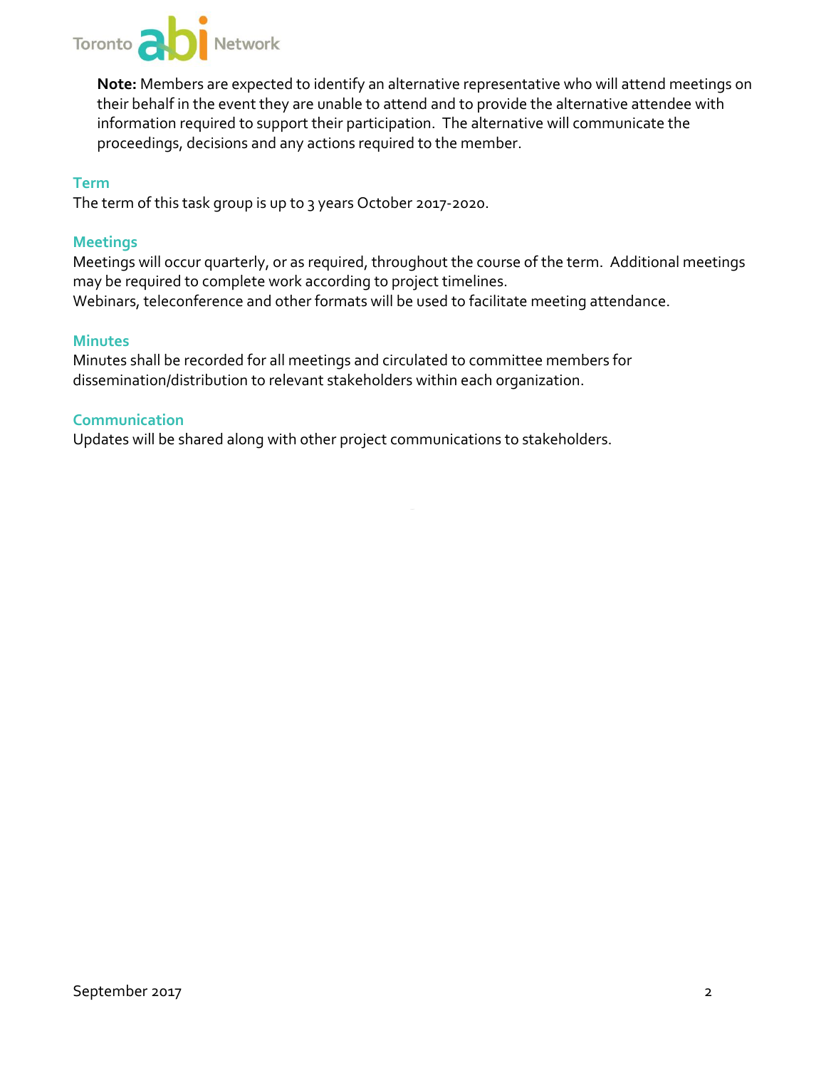**Note:** Members are expected to identify an alternative representative who will attend meetings on their behalf in the event they are unable to attend and to provide the alternative attendee with information required to support their participation. The alternative will communicate the proceedings, decisions and any actions required to the member.

## Term

The term of this task group is up to 3 years October 2017-2020.

## Meetings

Meetings will occur quarterly, or as required, throughout the course of the term. Additional meetings may be required to complete work according to project timelines.
Webinars, teleconference and other formats will be used to facilitate meeting attendance.

## Minutes

Minutes shall be recorded for all meetings and circulated to committee members for dissemination/distribution to relevant stakeholders within each organization.

## Communication

Updates will be shared along with other project communications to stakeholders.